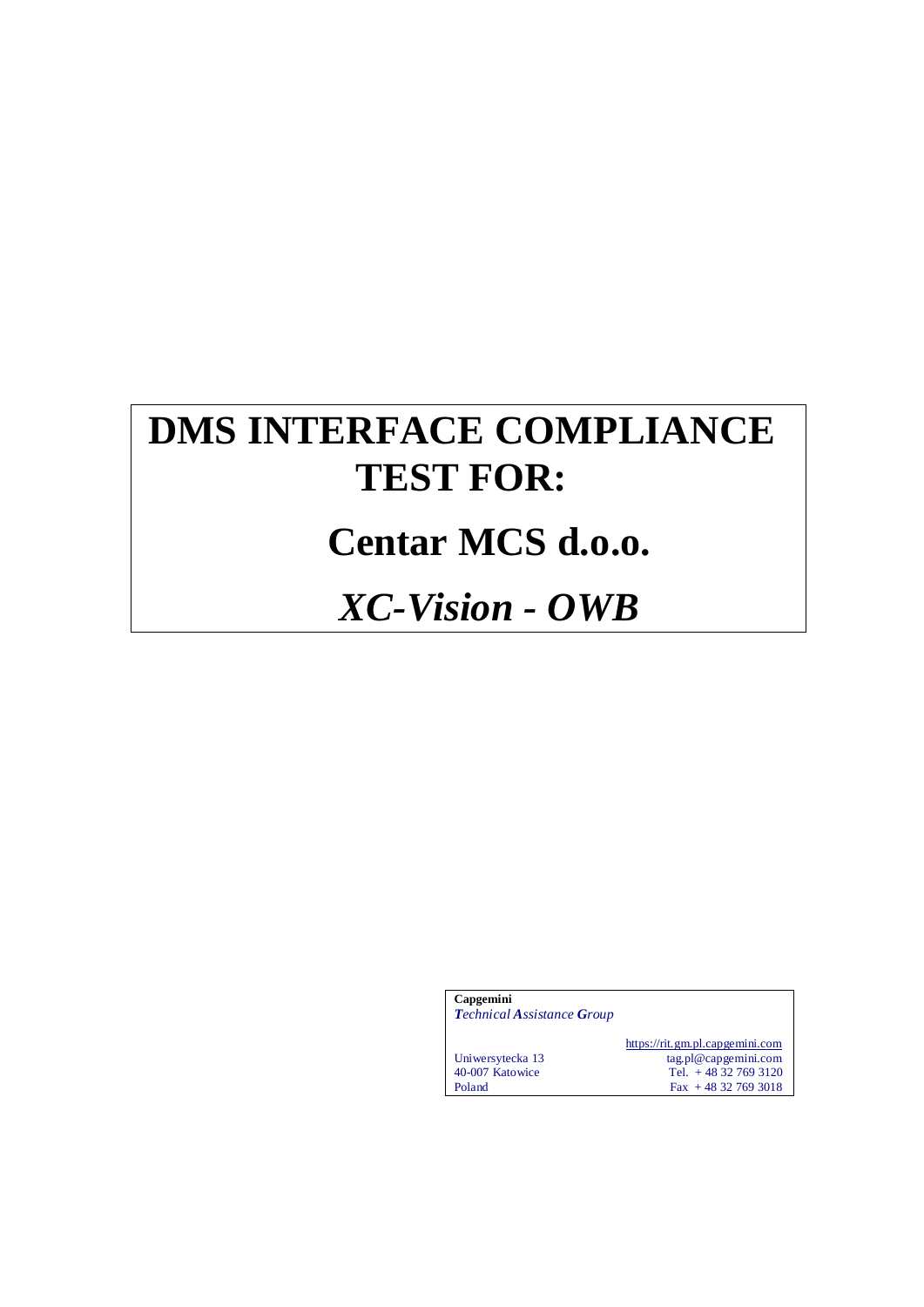# DMS INTERFACE COMPLIANCE TEST FOR:

# Centar MCS d.o.o.

# *XC-Vision - OWB*

**Capgemini**
***T**echnical **A**ssistance **G**roup*

| | |
|---|---|
| | https://rit.gm.pl.capgemini.com |
| Uniwersytecka 13 | tag.pl@capgemini.com |
| 40-007 Katowice | Tel. + 48 32 769 3120 |
| Poland | Fax + 48 32 769 3018 |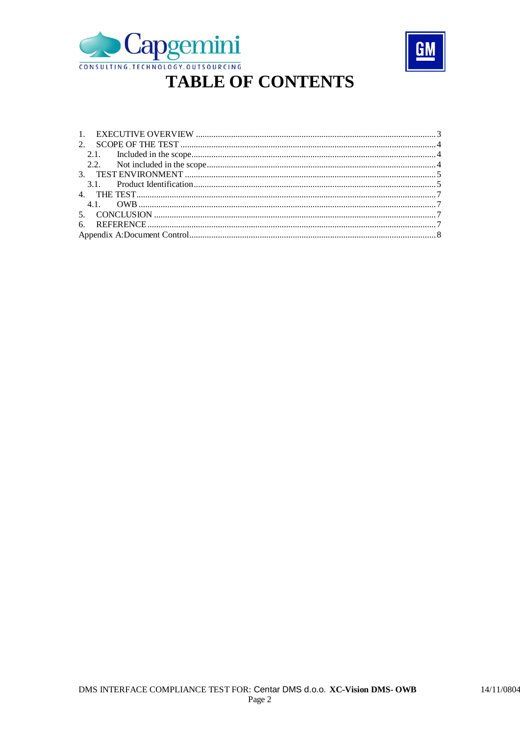# TABLE OF CONTENTS

1. EXECUTIVE OVERVIEW ........................................................................................................... 3
2. SCOPE OF THE TEST .................................................................................................................. 4
   - 2.1. Included in the scope............................................................................................................. 4
   - 2.2. Not included in the scope...................................................................................................... 4
3. TEST ENVIRONMENT ................................................................................................................. 5
   - 3.1. Product Identification............................................................................................................ 5
4. THE TEST....................................................................................................................................... 7
   - 4.1. OWB ...................................................................................................................................... 7
5. CONCLUSION ............................................................................................................................... 7
6. REFERENCE.................................................................................................................................. 7

Appendix A:Document Control.............................................................................................................. 8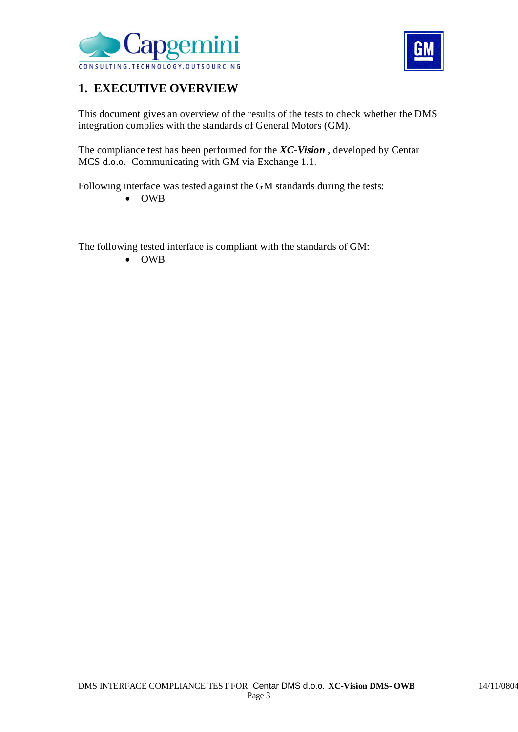# 1. EXECUTIVE OVERVIEW

This document gives an overview of the results of the tests to check whether the DMS integration complies with the standards of General Motors (GM).

The compliance test has been performed for the ***XC-Vision*** , developed by Centar MCS d.o.o. Communicating with GM via Exchange 1.1.

Following interface was tested against the GM standards during the tests:

- OWB

The following tested interface is compliant with the standards of GM:

- OWB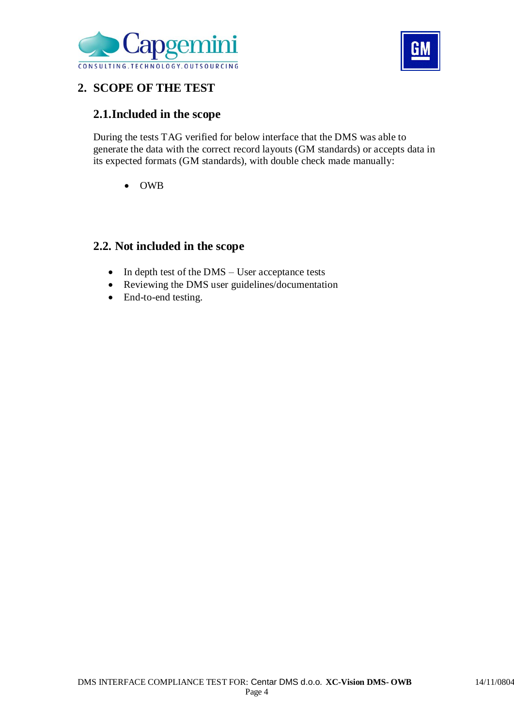## 2. SCOPE OF THE TEST

### 2.1. Included in the scope

During the tests TAG verified for below interface that the DMS was able to generate the data with the correct record layouts (GM standards) or accepts data in its expected formats (GM standards), with double check made manually:

- OWB

### 2.2. Not included in the scope

- In depth test of the DMS – User acceptance tests
- Reviewing the DMS user guidelines/documentation
- End-to-end testing.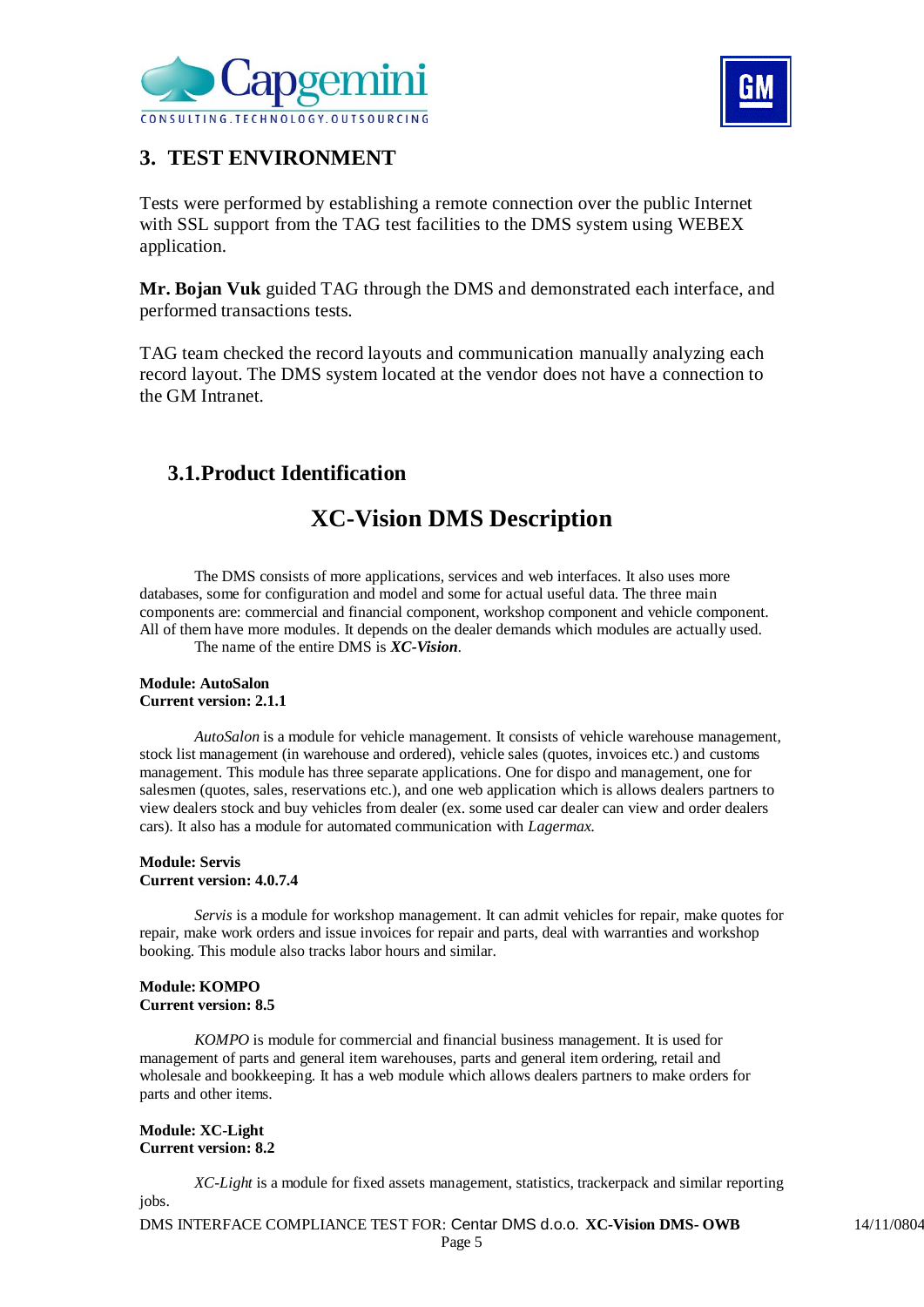## 3. TEST ENVIRONMENT

Tests were performed by establishing a remote connection over the public Internet with SSL support from the TAG test facilities to the DMS system using WEBEX application.

**Mr. Bojan Vuk** guided TAG through the DMS and demonstrated each interface, and performed transactions tests.

TAG team checked the record layouts and communication manually analyzing each record layout. The DMS system located at the vendor does not have a connection to the GM Intranet.

### 3.1.Product Identification

# XC-Vision DMS Description

The DMS consists of more applications, services and web interfaces. It also uses more databases, some for configuration and model and some for actual useful data. The three main components are: commercial and financial component, workshop component and vehicle component. All of them have more modules. It depends on the dealer demands which modules are actually used.
The name of the entire DMS is ***XC-Vision***.

**Module: AutoSalon**
**Current version: 2.1.1**

*AutoSalon* is a module for vehicle management. It consists of vehicle warehouse management, stock list management (in warehouse and ordered), vehicle sales (quotes, invoices etc.) and customs management. This module has three separate applications. One for dispo and management, one for salesmen (quotes, sales, reservations etc.), and one web application which is allows dealers partners to view dealers stock and buy vehicles from dealer (ex. some used car dealer can view and order dealers cars). It also has a module for automated communication with *Lagermax.*

**Module: Servis**
**Current version: 4.0.7.4**

*Servis* is a module for workshop management. It can admit vehicles for repair, make quotes for repair, make work orders and issue invoices for repair and parts, deal with warranties and workshop booking. This module also tracks labor hours and similar.

**Module: KOMPO**
**Current version: 8.5**

*KOMPO* is module for commercial and financial business management. It is used for management of parts and general item warehouses, parts and general item ordering, retail and wholesale and bookkeeping. It has a web module which allows dealers partners to make orders for parts and other items.

**Module: XC-Light**
**Current version: 8.2**

*XC-Light* is a module for fixed assets management, statistics, trackerpack and similar reporting jobs.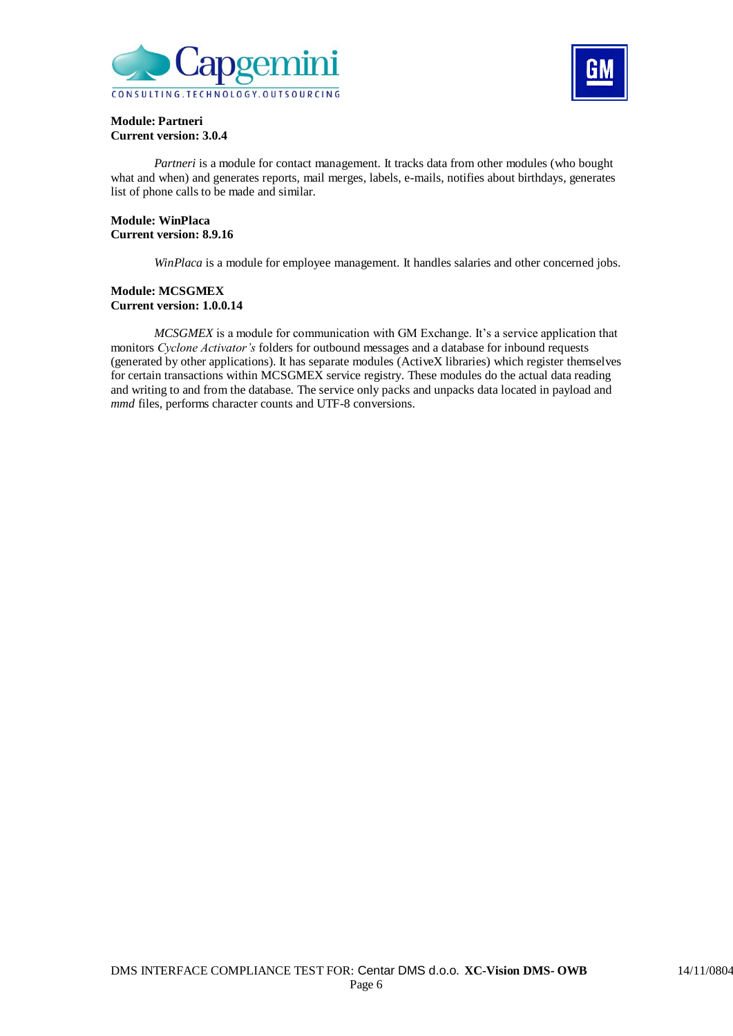**Module: Partneri**
**Current version: 3.0.4**

*Partneri* is a module for contact management. It tracks data from other modules (who bought what and when) and generates reports, mail merges, labels, e-mails, notifies about birthdays, generates list of phone calls to be made and similar.

**Module: WinPlaca**
**Current version: 8.9.16**

*WinPlaca* is a module for employee management. It handles salaries and other concerned jobs.

**Module: MCSGMEX**
**Current version: 1.0.0.14**

*MCSGMEX* is a module for communication with GM Exchange. It's a service application that monitors *Cyclone Activator's* folders for outbound messages and a database for inbound requests (generated by other applications). It has separate modules (ActiveX libraries) which register themselves for certain transactions within MCSGMEX service registry. These modules do the actual data reading and writing to and from the database. The service only packs and unpacks data located in payload and *mmd* files, performs character counts and UTF-8 conversions.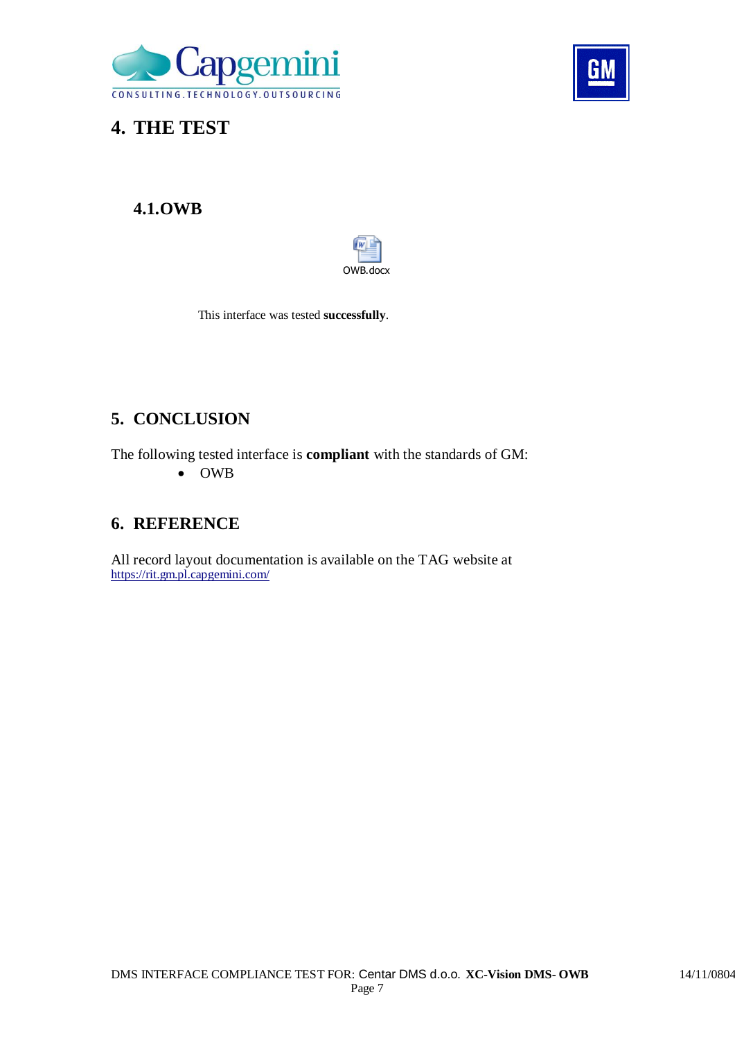# 4. THE TEST

## 4.1. OWB

OWB.docx

This interface was tested **successfully**.

# 5. CONCLUSION

The following tested interface is **compliant** with the standards of GM:

- OWB

# 6. REFERENCE

All record layout documentation is available on the TAG website at
https://rit.gm.pl.capgemini.com/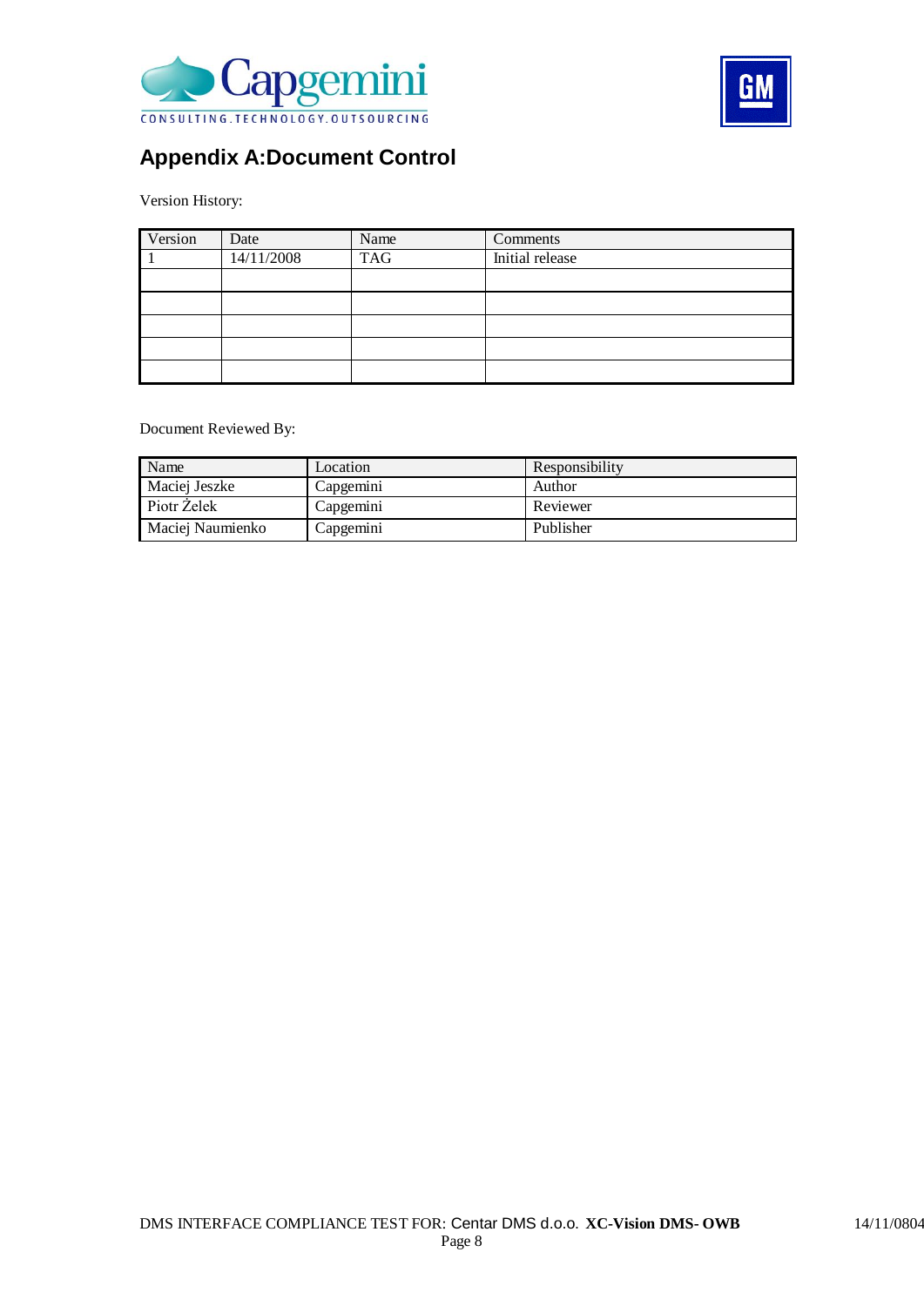# Appendix A:Document Control

Version History:

| Version | Date | Name | Comments |
|---|---|---|---|
| 1 | 14/11/2008 | TAG | Initial release |
| | | | |
| | | | |
| | | | |
| | | | |
| | | | |

Document Reviewed By:

| Name | Location | Responsibility |
|---|---|---|
| Maciej Jeszke | Capgemini | Author |
| Piotr Żelek | Capgemini | Reviewer |
| Maciej Naumienko | Capgemini | Publisher |